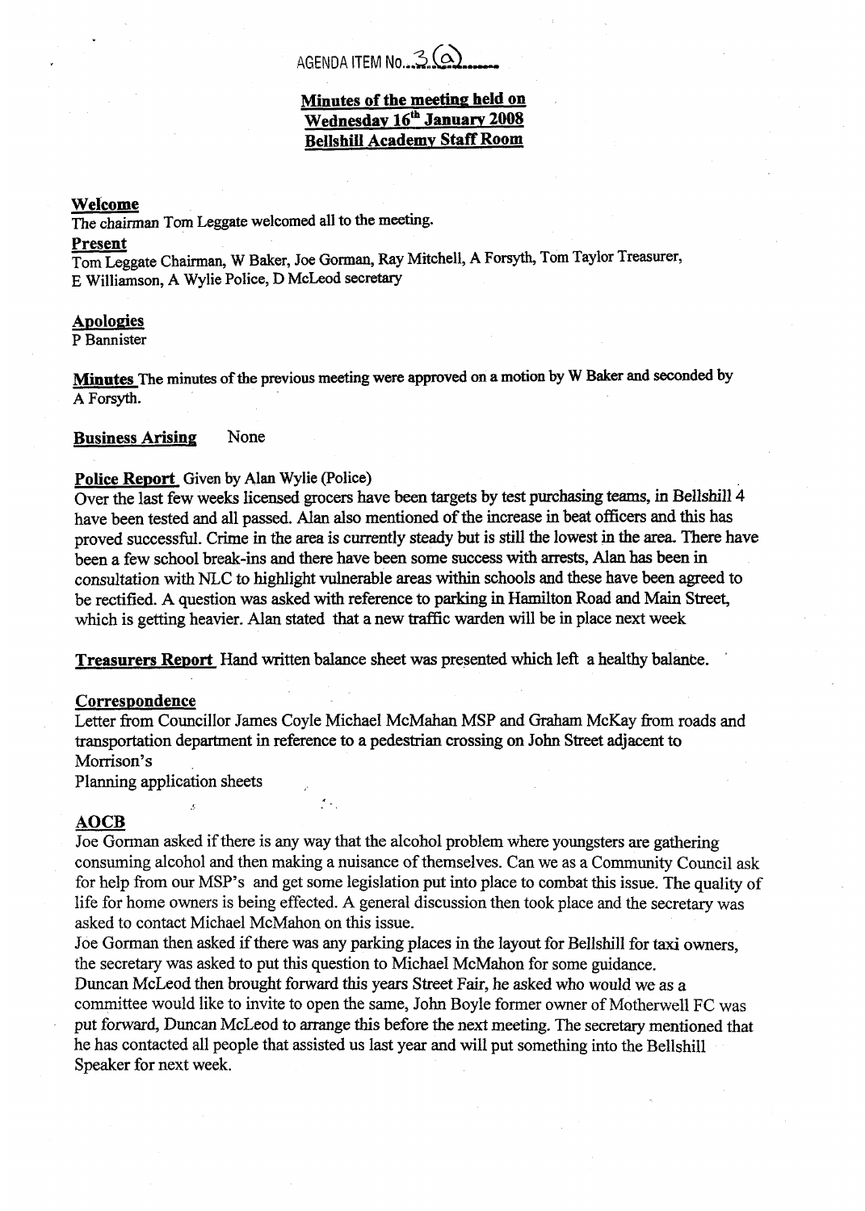AGENDA ITEM No. 3(a)

**Minutes of the meeting held on Wednesday 16th January 2008 Bellshill Academy Staff Room**

**Welcome**

The chairman Tom Leggate welcomed all to the meeting.

**Present**

Tom Leggate Chairman, W Baker, Joe Gorman, Ray Mitchell, A Forsyth, Tom Taylor Treasurer, E Williamson, A Wylie Police, D McLeod secretary

**Apologies**

P Bannister

**Minutes** The minutes of the previous meeting were approved on a motion by W Baker and seconded by A Forsyth.

**Business Arising** None

**Police Report** Given by Alan Wylie (Police)

Over the last few weeks licensed grocers have been targets by test purchasing teams, in Bellshill 4 have been tested and all passed. Alan also mentioned of the increase in beat officers and this has proved successful. Crime in the area is currently steady but is still the lowest in the area. There have been a few school break-ins and there have been some success with arrests, Alan has been in consultation with NLC to highlight vulnerable areas within schools and these have been agreed to be rectified. A question was asked with reference to parking in Hamilton Road and Main Street, which is getting heavier. Alan stated that a new traffic warden will be in place next week

**Treasurers Report** Hand written balance sheet was presented which left a healthy balance.

**Correspondence**

Letter from Councillor James Coyle Michael McMahan MSP and Graham McKay from roads and transportation department in reference to a pedestrian crossing on John Street adjacent to Morrison's

Planning application sheets

**AOCB**

Joe Gorman asked if there is any way that the alcohol problem where youngsters are gathering consuming alcohol and then making a nuisance of themselves. Can we as a Community Council ask for help from our MSP's and get some legislation put into place to combat this issue. The quality of life for home owners is being effected. A general discussion then took place and the secretary was asked to contact Michael McMahon on this issue.

Joe Gorman then asked if there was any parking places in the layout for Bellshill for taxi owners, the secretary was asked to put this question to Michael McMahon for some guidance.

Duncan McLeod then brought forward this years Street Fair, he asked who would we as a committee would like to invite to open the same, John Boyle former owner of Motherwell FC was put forward, Duncan McLeod to arrange this before the next meeting. The secretary mentioned that he has contacted all people that assisted us last year and will put something into the Bellshill Speaker for next week.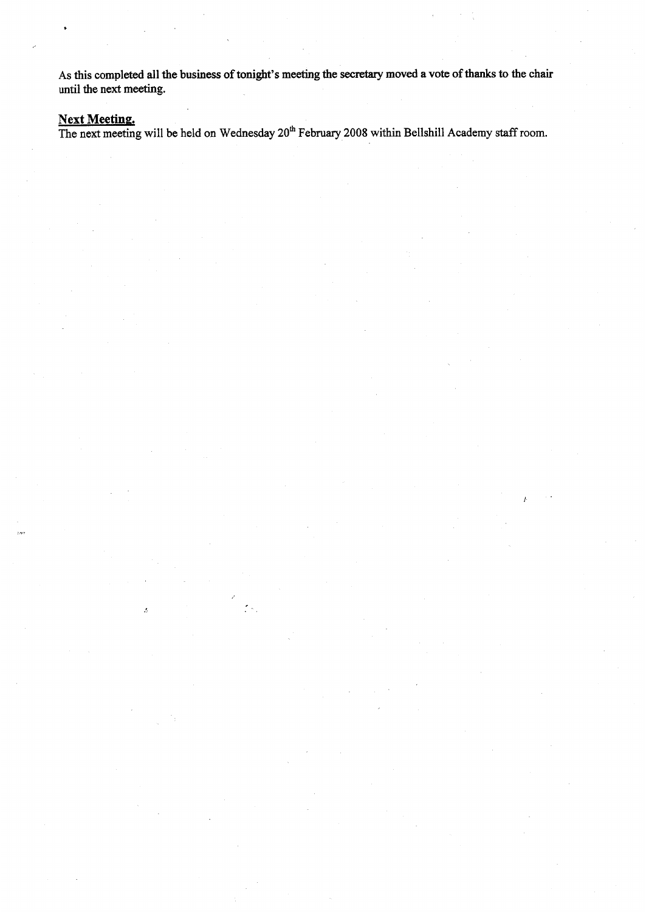**As this completed all the business of tonight's meeting the secretary moved a vote of thanks to the chair until the next meeting.**

## Next Meeting.

The next meeting will be held on Wednesday 20th February 2008 within Bellshill Academy staff room.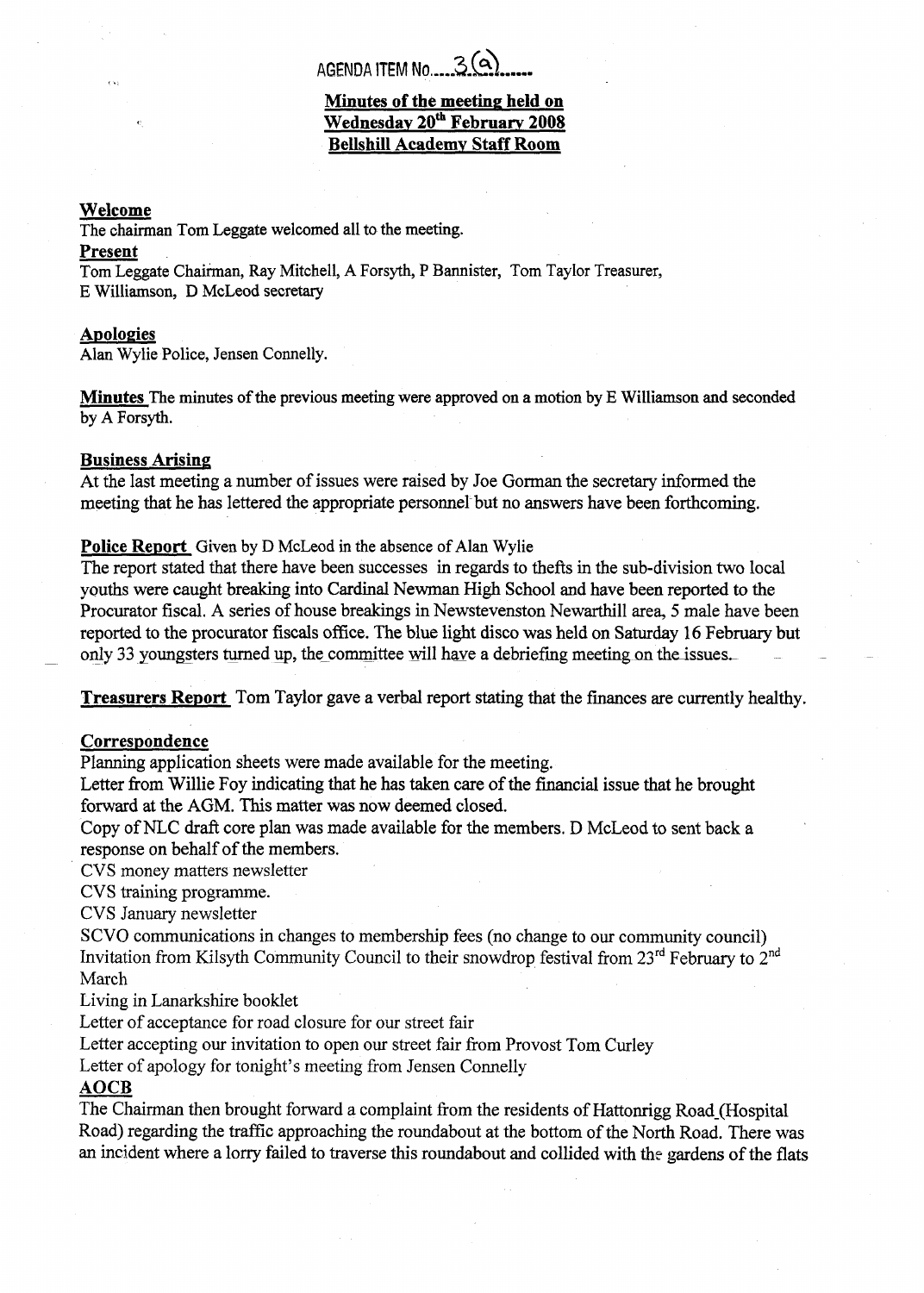AGENDA ITEM No. 3(a)

## Minutes of the meeting held on Wednesday 20th February 2008 Bellshill Academy Staff Room

**Welcome**

The chairman Tom Leggate welcomed all to the meeting.

**Present**

Tom Leggate Chairman, Ray Mitchell, A Forsyth, P Bannister, Tom Taylor Treasurer, E Williamson, D McLeod secretary

**Apologies**

Alan Wylie Police, Jensen Connelly.

**Minutes** The minutes of the previous meeting were approved on a motion by E Williamson and seconded by A Forsyth.

**Business Arising**

At the last meeting a number of issues were raised by Joe Gorman the secretary informed the meeting that he has lettered the appropriate personnel but no answers have been forthcoming.

**Police Report** Given by D McLeod in the absence of Alan Wylie

The report stated that there have been successes in regards to thefts in the sub-division two local youths were caught breaking into Cardinal Newman High School and have been reported to the Procurator fiscal. A series of house breakings in Newstevenston Newarthill area, 5 male have been reported to the procurator fiscals office. The blue light disco was held on Saturday 16 February but only 33 youngsters turned up, the committee will have a debriefing meeting on the issues.

**Treasurers Report** Tom Taylor gave a verbal report stating that the finances are currently healthy.

**Correspondence**

Planning application sheets were made available for the meeting.

Letter from Willie Foy indicating that he has taken care of the financial issue that he brought forward at the AGM. This matter was now deemed closed.

Copy of NLC draft core plan was made available for the members. D McLeod to sent back a response on behalf of the members.

CVS money matters newsletter

CVS training programme.

CVS January newsletter

SCVO communications in changes to membership fees (no change to our community council)

Invitation from Kilsyth Community Council to their snowdrop festival from 23rd February to 2nd March

Living in Lanarkshire booklet

Letter of acceptance for road closure for our street fair

Letter accepting our invitation to open our street fair from Provost Tom Curley

Letter of apology for tonight's meeting from Jensen Connelly

**AOCB**

The Chairman then brought forward a complaint from the residents of Hattonrigg Road (Hospital Road) regarding the traffic approaching the roundabout at the bottom of the North Road. There was an incident where a lorry failed to traverse this roundabout and collided with the gardens of the flats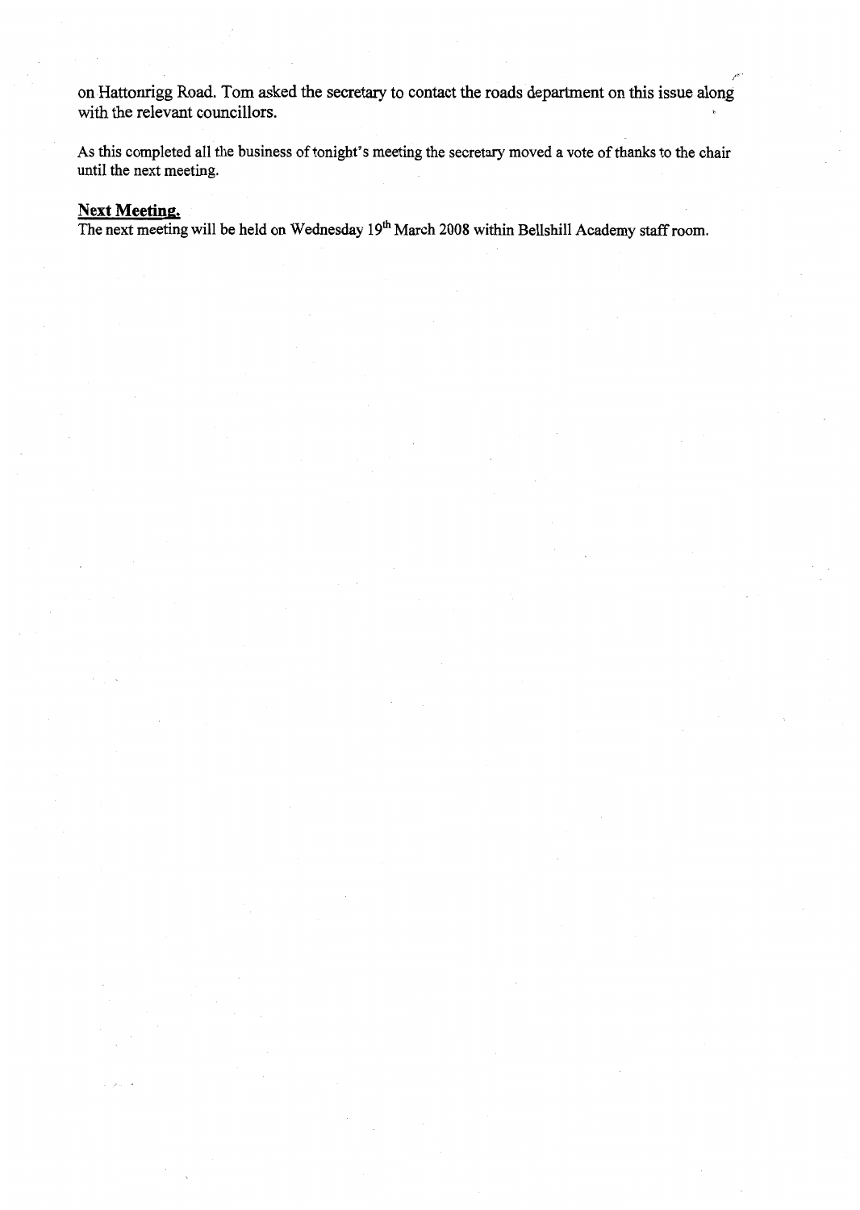on Hattonrigg Road. Tom asked the secretary to contact the roads department on this issue along with the relevant councillors.

As this completed all the business of tonight's meeting the secretary moved a vote of thanks to the chair until the next meeting.

**Next Meeting.**

The next meeting will be held on Wednesday 19th March 2008 within Bellshill Academy staff room.